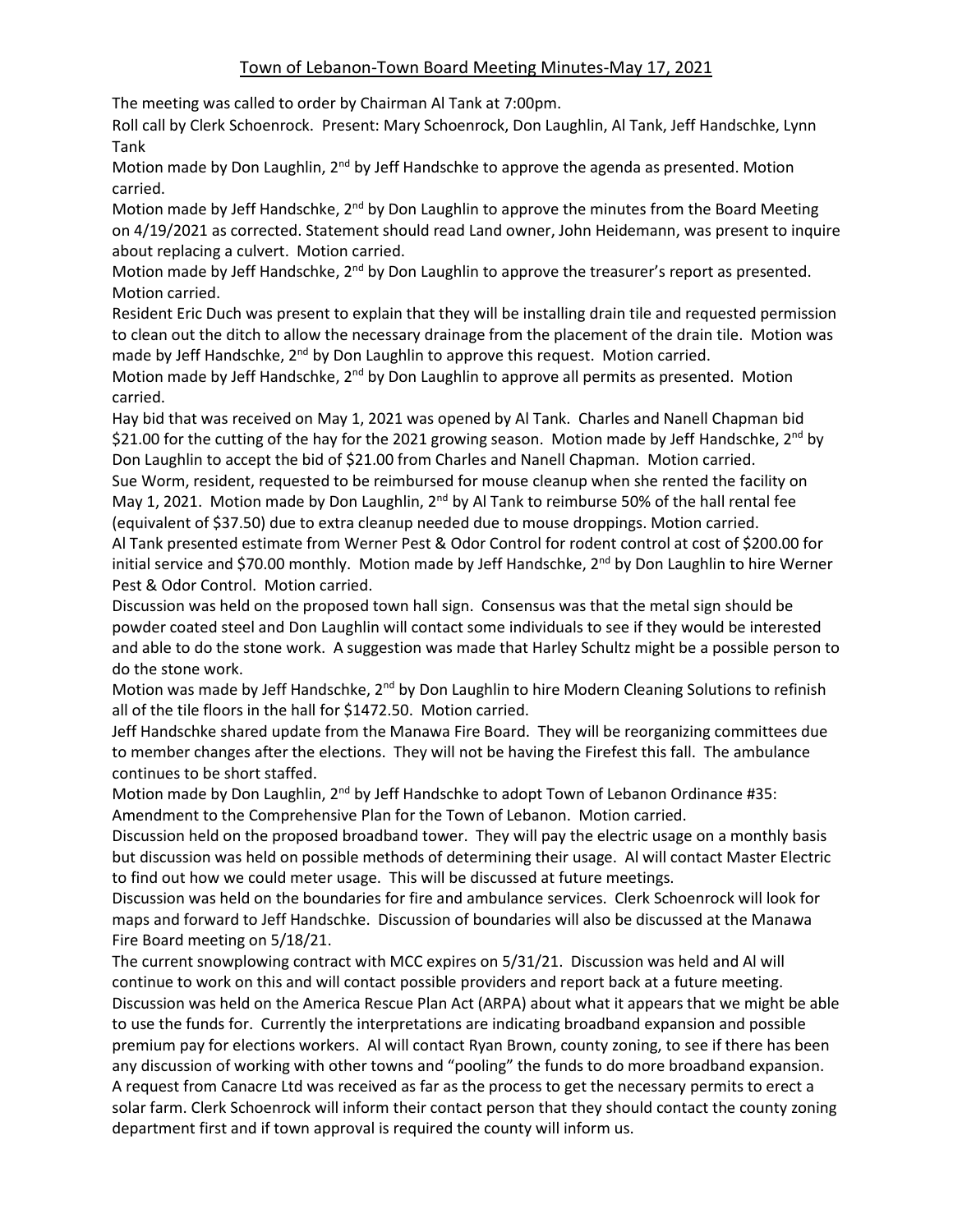# Town of Lebanon-Town Board Meeting Minutes-May 17, 2021

The meeting was called to order by Chairman Al Tank at 7:00pm.

Roll call by Clerk Schoenrock. Present: Mary Schoenrock, Don Laughlin, Al Tank, Jeff Handschke, Lynn Tank

Motion made by Don Laughlin, 2nd by Jeff Handschke to approve the agenda as presented. Motion carried.

Motion made by Jeff Handschke, 2nd by Don Laughlin to approve the minutes from the Board Meeting on 4/19/2021 as corrected. Statement should read Land owner, John Heidemann, was present to inquire about replacing a culvert. Motion carried.

Motion made by Jeff Handschke, 2nd by Don Laughlin to approve the treasurer's report as presented. Motion carried.

Resident Eric Duch was present to explain that they will be installing drain tile and requested permission to clean out the ditch to allow the necessary drainage from the placement of the drain tile. Motion was made by Jeff Handschke, 2nd by Don Laughlin to approve this request. Motion carried.

Motion made by Jeff Handschke, 2nd by Don Laughlin to approve all permits as presented. Motion carried.

Hay bid that was received on May 1, 2021 was opened by Al Tank. Charles and Nanell Chapman bid $21.00 for the cutting of the hay for the 2021 growing season. Motion made by Jeff Handschke, 2nd by Don Laughlin to accept the bid of $21.00 from Charles and Nanell Chapman. Motion carried.

Sue Worm, resident, requested to be reimbursed for mouse cleanup when she rented the facility on May 1, 2021. Motion made by Don Laughlin, 2nd by Al Tank to reimburse 50% of the hall rental fee (equivalent of $37.50) due to extra cleanup needed due to mouse droppings. Motion carried.

Al Tank presented estimate from Werner Pest & Odor Control for rodent control at cost of $200.00 for initial service and $70.00 monthly. Motion made by Jeff Handschke, 2nd by Don Laughlin to hire Werner Pest & Odor Control. Motion carried.

Discussion was held on the proposed town hall sign. Consensus was that the metal sign should be powder coated steel and Don Laughlin will contact some individuals to see if they would be interested and able to do the stone work. A suggestion was made that Harley Schultz might be a possible person to do the stone work.

Motion was made by Jeff Handschke, 2nd by Don Laughlin to hire Modern Cleaning Solutions to refinish all of the tile floors in the hall for $1472.50. Motion carried.

Jeff Handschke shared update from the Manawa Fire Board. They will be reorganizing committees due to member changes after the elections. They will not be having the Firefest this fall. The ambulance continues to be short staffed.

Motion made by Don Laughlin, 2nd by Jeff Handschke to adopt Town of Lebanon Ordinance #35: Amendment to the Comprehensive Plan for the Town of Lebanon. Motion carried.

Discussion held on the proposed broadband tower. They will pay the electric usage on a monthly basis but discussion was held on possible methods of determining their usage. Al will contact Master Electric to find out how we could meter usage. This will be discussed at future meetings.

Discussion was held on the boundaries for fire and ambulance services. Clerk Schoenrock will look for maps and forward to Jeff Handschke. Discussion of boundaries will also be discussed at the Manawa Fire Board meeting on 5/18/21.

The current snowplowing contract with MCC expires on 5/31/21. Discussion was held and Al will continue to work on this and will contact possible providers and report back at a future meeting.

Discussion was held on the America Rescue Plan Act (ARPA) about what it appears that we might be able to use the funds for. Currently the interpretations are indicating broadband expansion and possible premium pay for elections workers. Al will contact Ryan Brown, county zoning, to see if there has been any discussion of working with other towns and "pooling" the funds to do more broadband expansion.

A request from Canacre Ltd was received as far as the process to get the necessary permits to erect a solar farm. Clerk Schoenrock will inform their contact person that they should contact the county zoning department first and if town approval is required the county will inform us.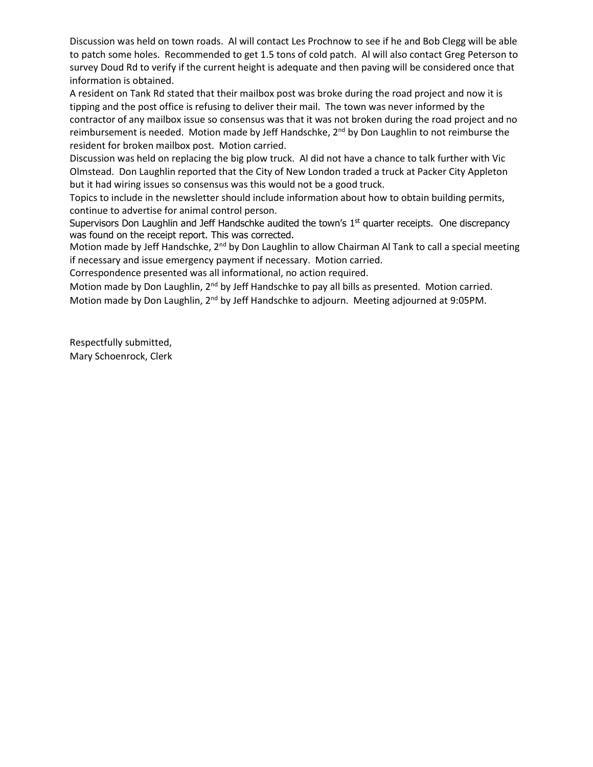Discussion was held on town roads. Al will contact Les Prochnow to see if he and Bob Clegg will be able to patch some holes. Recommended to get 1.5 tons of cold patch. Al will also contact Greg Peterson to survey Doud Rd to verify if the current height is adequate and then paving will be considered once that information is obtained.

A resident on Tank Rd stated that their mailbox post was broke during the road project and now it is tipping and the post office is refusing to deliver their mail. The town was never informed by the contractor of any mailbox issue so consensus was that it was not broken during the road project and no reimbursement is needed. Motion made by Jeff Handschke, 2nd by Don Laughlin to not reimburse the resident for broken mailbox post. Motion carried.

Discussion was held on replacing the big plow truck. Al did not have a chance to talk further with Vic Olmstead. Don Laughlin reported that the City of New London traded a truck at Packer City Appleton but it had wiring issues so consensus was this would not be a good truck.

Topics to include in the newsletter should include information about how to obtain building permits, continue to advertise for animal control person.

Supervisors Don Laughlin and Jeff Handschke audited the town's 1st quarter receipts. One discrepancy was found on the receipt report. This was corrected.

Motion made by Jeff Handschke, 2nd by Don Laughlin to allow Chairman Al Tank to call a special meeting if necessary and issue emergency payment if necessary. Motion carried.

Correspondence presented was all informational, no action required.

Motion made by Don Laughlin, 2nd by Jeff Handschke to pay all bills as presented. Motion carried.

Motion made by Don Laughlin, 2nd by Jeff Handschke to adjourn. Meeting adjourned at 9:05PM.

Respectfully submitted,
Mary Schoenrock, Clerk